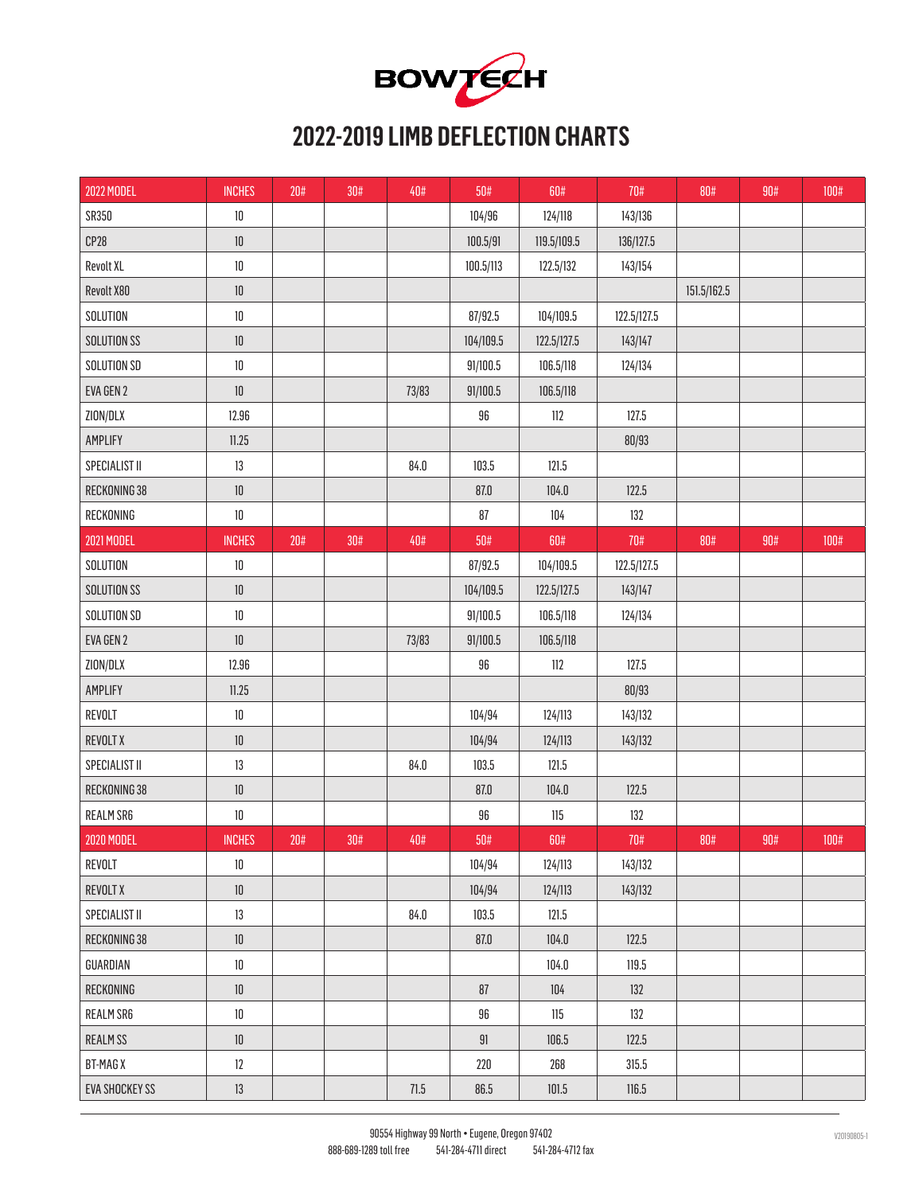BOWTECH

# 2022-2019 LIMB DEFLECTION CHARTS

| 2022 MODEL | INCHES | 20# | 30# | 40# | 50# | 60# | 70# | 80# | 90# | 100# |
|---|---|---|---|---|---|---|---|---|---|---|
| SR350 | 10 | | | | 104/96 | 124/118 | 143/136 | | | |
| CP28 | 10 | | | | 100.5/91 | 119.5/109.5 | 136/127.5 | | | |
| Revolt XL | 10 | | | | 100.5/113 | 122.5/132 | 143/154 | | | |
| Revolt X80 | 10 | | | | | | | 151.5/162.5 | | |
| SOLUTION | 10 | | | | 87/92.5 | 104/109.5 | 122.5/127.5 | | | |
| SOLUTION SS | 10 | | | | 104/109.5 | 122.5/127.5 | 143/147 | | | |
| SOLUTION SD | 10 | | | | 91/100.5 | 106.5/118 | 124/134 | | | |
| EVA GEN 2 | 10 | | | 73/83 | 91/100.5 | 106.5/118 | | | | |
| ZION/DLX | 12.96 | | | | 96 | 112 | 127.5 | | | |
| AMPLIFY | 11.25 | | | | | | 80/93 | | | |
| SPECIALIST II | 13 | | | 84.0 | 103.5 | 121.5 | | | | |
| RECKONING 38 | 10 | | | | 87.0 | 104.0 | 122.5 | | | |
| RECKONING | 10 | | | | 87 | 104 | 132 | | | |
| **2021 MODEL** | **INCHES** | **20#** | **30#** | **40#** | **50#** | **60#** | **70#** | **80#** | **90#** | **100#** |
| SOLUTION | 10 | | | | 87/92.5 | 104/109.5 | 122.5/127.5 | | | |
| SOLUTION SS | 10 | | | | 104/109.5 | 122.5/127.5 | 143/147 | | | |
| SOLUTION SD | 10 | | | | 91/100.5 | 106.5/118 | 124/134 | | | |
| EVA GEN 2 | 10 | | | 73/83 | 91/100.5 | 106.5/118 | | | | |
| ZION/DLX | 12.96 | | | | 96 | 112 | 127.5 | | | |
| AMPLIFY | 11.25 | | | | | | 80/93 | | | |
| REVOLT | 10 | | | | 104/94 | 124/113 | 143/132 | | | |
| REVOLT X | 10 | | | | 104/94 | 124/113 | 143/132 | | | |
| SPECIALIST II | 13 | | | 84.0 | 103.5 | 121.5 | | | | |
| RECKONING 38 | 10 | | | | 87.0 | 104.0 | 122.5 | | | |
| REALM SR6 | 10 | | | | 96 | 115 | 132 | | | |
| **2020 MODEL** | **INCHES** | **20#** | **30#** | **40#** | **50#** | **60#** | **70#** | **80#** | **90#** | **100#** |
| REVOLT | 10 | | | | 104/94 | 124/113 | 143/132 | | | |
| REVOLT X | 10 | | | | 104/94 | 124/113 | 143/132 | | | |
| SPECIALIST II | 13 | | | 84.0 | 103.5 | 121.5 | | | | |
| RECKONING 38 | 10 | | | | 87.0 | 104.0 | 122.5 | | | |
| GUARDIAN | 10 | | | | | 104.0 | 119.5 | | | |
| RECKONING | 10 | | | | 87 | 104 | 132 | | | |
| REALM SR6 | 10 | | | | 96 | 115 | 132 | | | |
| REALM SS | 10 | | | | 91 | 106.5 | 122.5 | | | |
| BT-MAG X | 12 | | | | 220 | 268 | 315.5 | | | |
| EVA SHOCKEY SS | 13 | | | 71.5 | 86.5 | 101.5 | 116.5 | | | |

90554 Highway 99 North • Eugene, Oregon 97402
888-689-1289 toll free 541-284-4711 direct 541-284-4712 fax

V20190805-1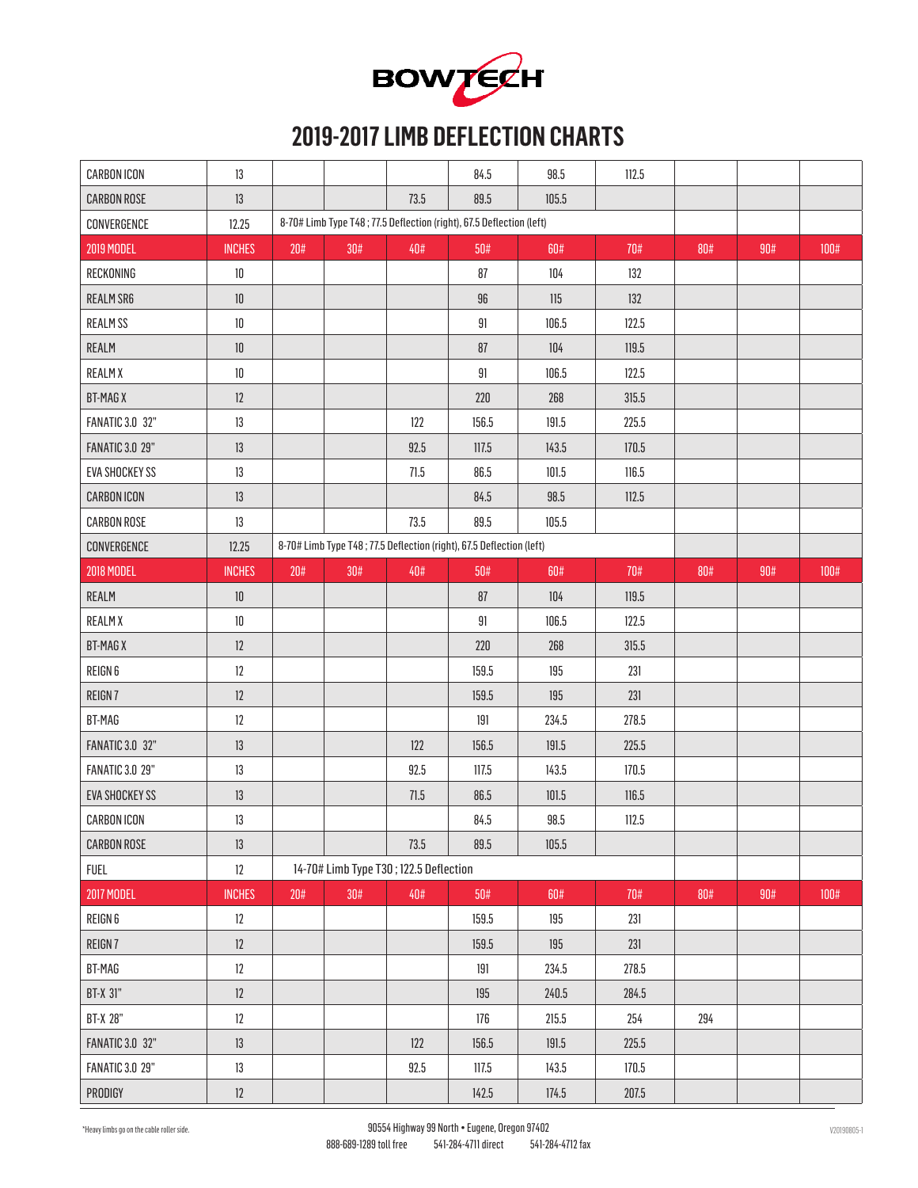# BOWTECH

## 2019-2017 LIMB DEFLECTION CHARTS

| | | | | | | | | | | |
|---|---|---|---|---|---|---|---|---|---|---|
| CARBON ICON | 13 | | | | 84.5 | 98.5 | 112.5 | | | |
| CARBON ROSE | 13 | | | 73.5 | 89.5 | 105.5 | | | | |
| CONVERGENCE | 12.25 | 8-70# Limb Type T48 ; 77.5 Deflection (right), 67.5 Deflection (left) | | | | | | | | |
| **2019 MODEL** | **INCHES** | **20#** | **30#** | **40#** | **50#** | **60#** | **70#** | **80#** | **90#** | **100#** |
| RECKONING | 10 | | | | 87 | 104 | 132 | | | |
| REALM SR6 | 10 | | | | 96 | 115 | 132 | | | |
| REALM SS | 10 | | | | 91 | 106.5 | 122.5 | | | |
| REALM | 10 | | | | 87 | 104 | 119.5 | | | |
| REALM X | 10 | | | | 91 | 106.5 | 122.5 | | | |
| BT-MAG X | 12 | | | | 220 | 268 | 315.5 | | | |
| FANATIC 3.0 32" | 13 | | | 122 | 156.5 | 191.5 | 225.5 | | | |
| FANATIC 3.0 29" | 13 | | | 92.5 | 117.5 | 143.5 | 170.5 | | | |
| EVA SHOCKEY SS | 13 | | | 71.5 | 86.5 | 101.5 | 116.5 | | | |
| CARBON ICON | 13 | | | | 84.5 | 98.5 | 112.5 | | | |
| CARBON ROSE | 13 | | | 73.5 | 89.5 | 105.5 | | | | |
| CONVERGENCE | 12.25 | 8-70# Limb Type T48 ; 77.5 Deflection (right), 67.5 Deflection (left) | | | | | | | | |
| **2018 MODEL** | **INCHES** | **20#** | **30#** | **40#** | **50#** | **60#** | **70#** | **80#** | **90#** | **100#** |
| REALM | 10 | | | | 87 | 104 | 119.5 | | | |
| REALM X | 10 | | | | 91 | 106.5 | 122.5 | | | |
| BT-MAG X | 12 | | | | 220 | 268 | 315.5 | | | |
| REIGN 6 | 12 | | | | 159.5 | 195 | 231 | | | |
| REIGN 7 | 12 | | | | 159.5 | 195 | 231 | | | |
| BT-MAG | 12 | | | | 191 | 234.5 | 278.5 | | | |
| FANATIC 3.0 32" | 13 | | | 122 | 156.5 | 191.5 | 225.5 | | | |
| FANATIC 3.0 29" | 13 | | | 92.5 | 117.5 | 143.5 | 170.5 | | | |
| EVA SHOCKEY SS | 13 | | | 71.5 | 86.5 | 101.5 | 116.5 | | | |
| CARBON ICON | 13 | | | | 84.5 | 98.5 | 112.5 | | | |
| CARBON ROSE | 13 | | | 73.5 | 89.5 | 105.5 | | | | |
| FUEL | 12 | 14-70# Limb Type T30 ; 122.5 Deflection | | | | | | | | |
| **2017 MODEL** | **INCHES** | **20#** | **30#** | **40#** | **50#** | **60#** | **70#** | **80#** | **90#** | **100#** |
| REIGN 6 | 12 | | | | 159.5 | 195 | 231 | | | |
| REIGN 7 | 12 | | | | 159.5 | 195 | 231 | | | |
| BT-MAG | 12 | | | | 191 | 234.5 | 278.5 | | | |
| BT-X 31" | 12 | | | | 195 | 240.5 | 284.5 | | | |
| BT-X 28" | 12 | | | | 176 | 215.5 | 254 | 294 | | |
| FANATIC 3.0 32" | 13 | | | 122 | 156.5 | 191.5 | 225.5 | | | |
| FANATIC 3.0 29" | 13 | | | 92.5 | 117.5 | 143.5 | 170.5 | | | |
| PRODIGY | 12 | | | | 142.5 | 174.5 | 207.5 | | | |

*Heavy limbs go on the cable roller side.

90554 Highway 99 North • Eugene, Oregon 97402
888-689-1289 toll free 541-284-4711 direct 541-284-4712 fax

V20190805-1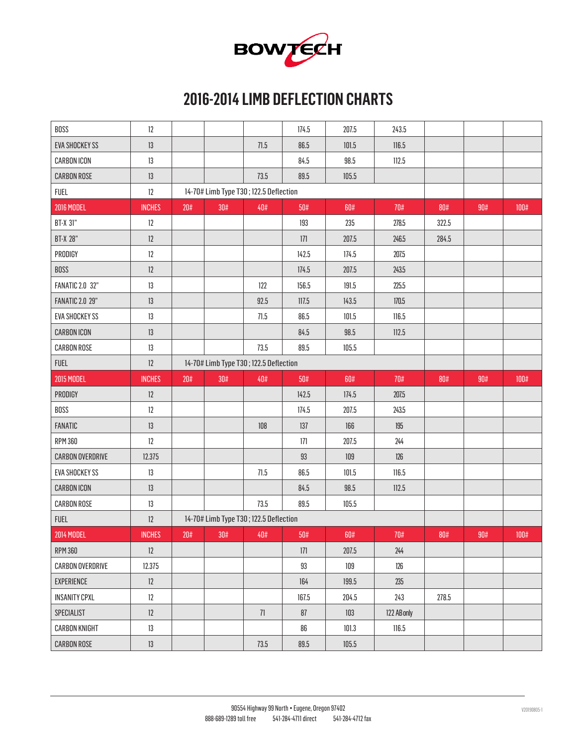# BOWTECH

## 2016-2014 LIMB DEFLECTION CHARTS

| | | | | | | | | | | |
|---|---|---|---|---|---|---|---|---|---|---|
| BOSS | 12 | | | | 174.5 | 207.5 | 243.5 | | | |
| EVA SHOCKEY SS | 13 | | | 71.5 | 86.5 | 101.5 | 116.5 | | | |
| CARBON ICON | 13 | | | | 84.5 | 98.5 | 112.5 | | | |
| CARBON ROSE | 13 | | | 73.5 | 89.5 | 105.5 | | | | |
| FUEL | 12 | 14-70# Limb Type T30 ; 122.5 Deflection | | | | | | | | |
| **2016 MODEL** | **INCHES** | **20#** | **30#** | **40#** | **50#** | **60#** | **70#** | **80#** | **90#** | **100#** |
| BT-X 31" | 12 | | | | 193 | 235 | 278.5 | 322.5 | | |
| BT-X 28" | 12 | | | | 171 | 207.5 | 246.5 | 284.5 | | |
| PRODIGY | 12 | | | | 142.5 | 174.5 | 207.5 | | | |
| BOSS | 12 | | | | 174.5 | 207.5 | 243.5 | | | |
| FANATIC 2.0 32" | 13 | | | 122 | 156.5 | 191.5 | 225.5 | | | |
| FANATIC 2.0 29" | 13 | | | 92.5 | 117.5 | 143.5 | 170.5 | | | |
| EVA SHOCKEY SS | 13 | | | 71.5 | 86.5 | 101.5 | 116.5 | | | |
| CARBON ICON | 13 | | | | 84.5 | 98.5 | 112.5 | | | |
| CARBON ROSE | 13 | | | 73.5 | 89.5 | 105.5 | | | | |
| FUEL | 12 | 14-70# Limb Type T30 ; 122.5 Deflection | | | | | | | | |
| **2015 MODEL** | **INCHES** | **20#** | **30#** | **40#** | **50#** | **60#** | **70#** | **80#** | **90#** | **100#** |
| PRODIGY | 12 | | | | 142.5 | 174.5 | 207.5 | | | |
| BOSS | 12 | | | | 174.5 | 207.5 | 243.5 | | | |
| FANATIC | 13 | | | 108 | 137 | 166 | 195 | | | |
| RPM 360 | 12 | | | | 171 | 207.5 | 244 | | | |
| CARBON OVERDRIVE | 12.375 | | | | 93 | 109 | 126 | | | |
| EVA SHOCKEY SS | 13 | | | 71.5 | 86.5 | 101.5 | 116.5 | | | |
| CARBON ICON | 13 | | | | 84.5 | 98.5 | 112.5 | | | |
| CARBON ROSE | 13 | | | 73.5 | 89.5 | 105.5 | | | | |
| FUEL | 12 | 14-70# Limb Type T30 ; 122.5 Deflection | | | | | | | | |
| **2014 MODEL** | **INCHES** | **20#** | **30#** | **40#** | **50#** | **60#** | **70#** | **80#** | **90#** | **100#** |
| RPM 360 | 12 | | | | 171 | 207.5 | 244 | | | |
| CARBON OVERDRIVE | 12.375 | | | | 93 | 109 | 126 | | | |
| EXPERIENCE | 12 | | | | 164 | 199.5 | 235 | | | |
| INSANITY CPXL | 12 | | | | 167.5 | 204.5 | 243 | 278.5 | | |
| SPECIALIST | 12 | | | 71 | 87 | 103 | 122 AB only | | | |
| CARBON KNIGHT | 13 | | | | 86 | 101.3 | 116.5 | | | |
| CARBON ROSE | 13 | | | 73.5 | 89.5 | 105.5 | | | | |

90554 Highway 99 North • Eugene, Oregon 97402
888-689-1289 toll free 541-284-4711 direct 541-284-4712 fax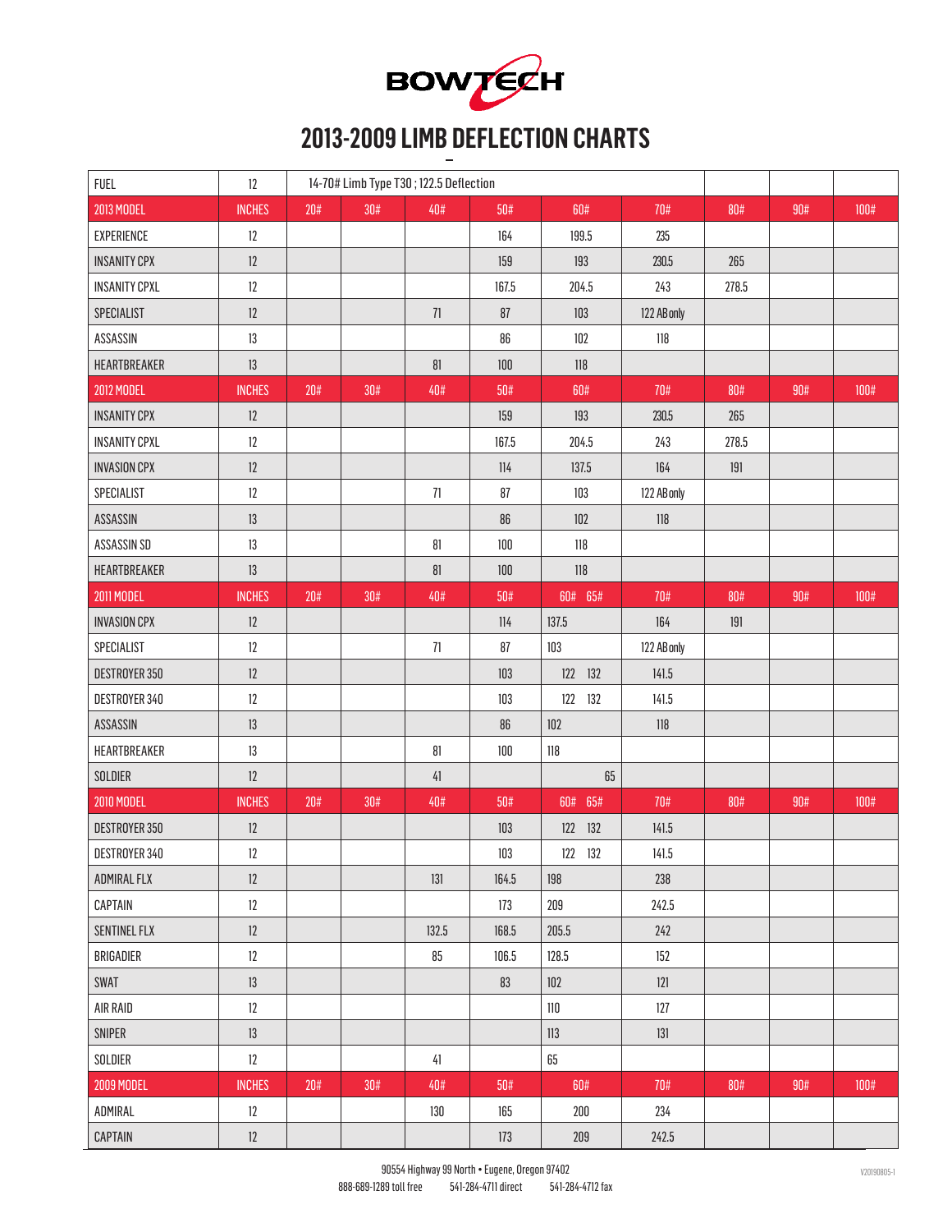BOWTECH

# 2013-2009 LIMB DEFLECTION CHARTS

| FUEL | 12 | 14-70# Limb Type T30 ; 122.5 Deflection | | | | | | | | |
|---|---|---|---|---|---|---|---|---|---|---|
| **2013 MODEL** | **INCHES** | **20#** | **30#** | **40#** | **50#** | **60#** | **70#** | **80#** | **90#** | **100#** |
| EXPERIENCE | 12 | | | | 164 | 199.5 | 235 | | | |
| INSANITY CPX | 12 | | | | 159 | 193 | 230.5 | 265 | | |
| INSANITY CPXL | 12 | | | | 167.5 | 204.5 | 243 | 278.5 | | |
| SPECIALIST | 12 | | | 71 | 87 | 103 | 122 AB only | | | |
| ASSASSIN | 13 | | | | 86 | 102 | 118 | | | |
| HEARTBREAKER | 13 | | | 81 | 100 | 118 | | | | |
| **2012 MODEL** | **INCHES** | **20#** | **30#** | **40#** | **50#** | **60#** | **70#** | **80#** | **90#** | **100#** |
| INSANITY CPX | 12 | | | | 159 | 193 | 230.5 | 265 | | |
| INSANITY CPXL | 12 | | | | 167.5 | 204.5 | 243 | 278.5 | | |
| INVASION CPX | 12 | | | | 114 | 137.5 | 164 | 191 | | |
| SPECIALIST | 12 | | | 71 | 87 | 103 | 122 AB only | | | |
| ASSASSIN | 13 | | | | 86 | 102 | 118 | | | |
| ASSASSIN SD | 13 | | | 81 | 100 | 118 | | | | |
| HEARTBREAKER | 13 | | | 81 | 100 | 118 | | | | |
| **2011 MODEL** | **INCHES** | **20#** | **30#** | **40#** | **50#** | **60# 65#** | **70#** | **80#** | **90#** | **100#** |
| INVASION CPX | 12 | | | | 114 | 137.5 | 164 | 191 | | |
| SPECIALIST | 12 | | | 71 | 87 | 103 | 122 AB only | | | |
| DESTROYER 350 | 12 | | | | 103 | 122 132 | 141.5 | | | |
| DESTROYER 340 | 12 | | | | 103 | 122 132 | 141.5 | | | |
| ASSASSIN | 13 | | | | 86 | 102 | 118 | | | |
| HEARTBREAKER | 13 | | | 81 | 100 | 118 | | | | |
| SOLDIER | 12 | | | 41 | | 65 | | | | |
| **2010 MODEL** | **INCHES** | **20#** | **30#** | **40#** | **50#** | **60# 65#** | **70#** | **80#** | **90#** | **100#** |
| DESTROYER 350 | 12 | | | | 103 | 122 132 | 141.5 | | | |
| DESTROYER 340 | 12 | | | | 103 | 122 132 | 141.5 | | | |
| ADMIRAL FLX | 12 | | | 131 | 164.5 | 198 | 238 | | | |
| CAPTAIN | 12 | | | | 173 | 209 | 242.5 | | | |
| SENTINEL FLX | 12 | | | 132.5 | 168.5 | 205.5 | 242 | | | |
| BRIGADIER | 12 | | | 85 | 106.5 | 128.5 | 152 | | | |
| SWAT | 13 | | | | 83 | 102 | 121 | | | |
| AIR RAID | 12 | | | | | 110 | 127 | | | |
| SNIPER | 13 | | | | | 113 | 131 | | | |
| SOLDIER | 12 | | | 41 | | 65 | | | | |
| **2009 MODEL** | **INCHES** | **20#** | **30#** | **40#** | **50#** | **60#** | **70#** | **80#** | **90#** | **100#** |
| ADMIRAL | 12 | | | 130 | 165 | 200 | 234 | | | |
| CAPTAIN | 12 | | | | 173 | 209 | 242.5 | | | |

90554 Highway 99 North • Eugene, Oregon 97402
888-689-1289 toll free 541-284-4711 direct 541-284-4712 fax

V20190805-1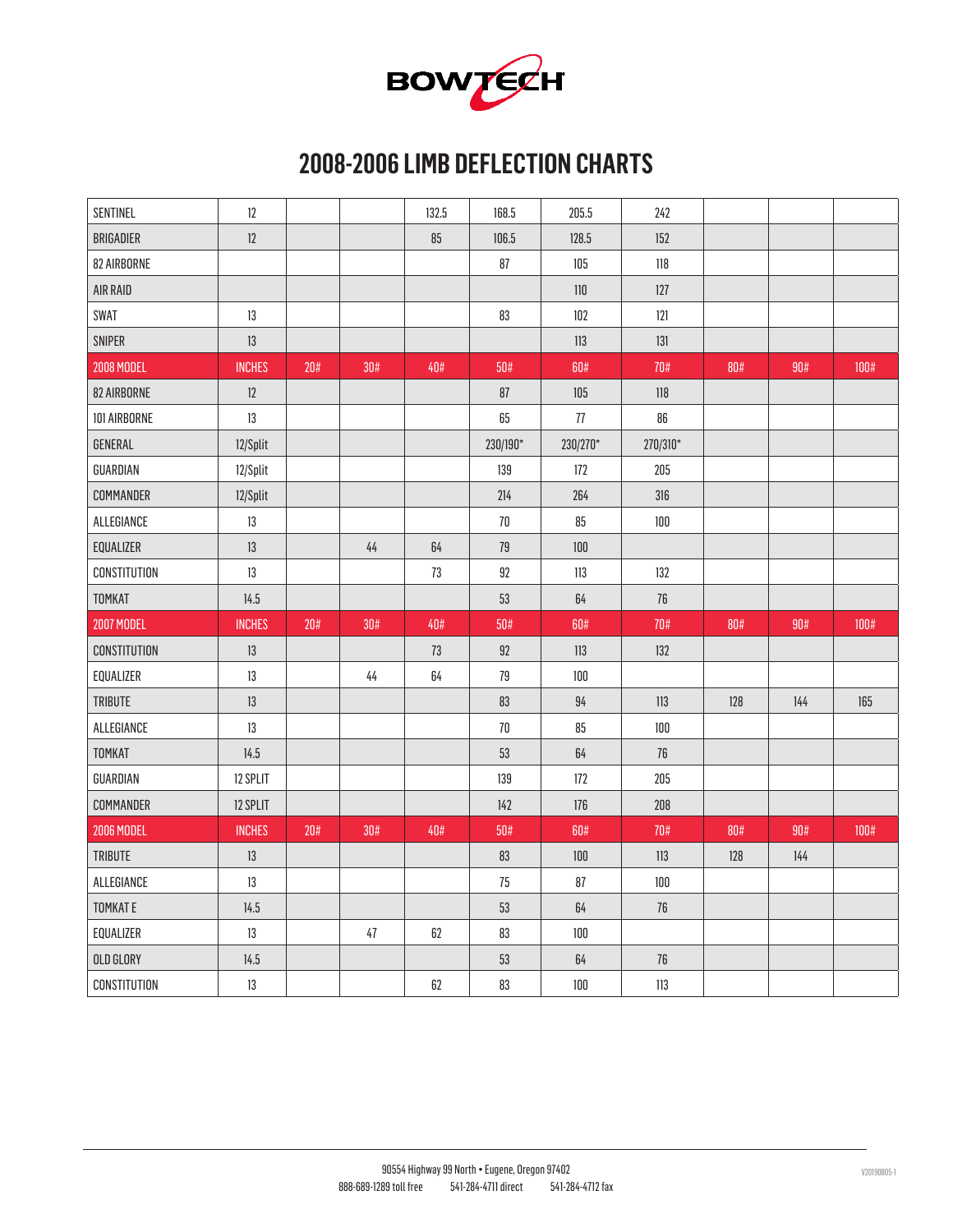# 2008-2006 LIMB DEFLECTION CHARTS

| | | | | | | | | | | |
|---|---|---|---|---|---|---|---|---|---|---|
| SENTINEL | 12 | | | 132.5 | 168.5 | 205.5 | 242 | | | |
| BRIGADIER | 12 | | | 85 | 106.5 | 128.5 | 152 | | | |
| 82 AIRBORNE | | | | | 87 | 105 | 118 | | | |
| AIR RAID | | | | | | 110 | 127 | | | |
| SWAT | 13 | | | | 83 | 102 | 121 | | | |
| SNIPER | 13 | | | | | 113 | 131 | | | |
| **2008 MODEL** | **INCHES** | **20#** | **30#** | **40#** | **50#** | **60#** | **70#** | **80#** | **90#** | **100#** |
| 82 AIRBORNE | 12 | | | | 87 | 105 | 118 | | | |
| 101 AIRBORNE | 13 | | | | 65 | 77 | 86 | | | |
| GENERAL | 12/Split | | | | 230/190* | 230/270* | 270/310* | | | |
| GUARDIAN | 12/Split | | | | 139 | 172 | 205 | | | |
| COMMANDER | 12/Split | | | | 214 | 264 | 316 | | | |
| ALLEGIANCE | 13 | | | | 70 | 85 | 100 | | | |
| EQUALIZER | 13 | | 44 | 64 | 79 | 100 | | | | |
| CONSTITUTION | 13 | | | 73 | 92 | 113 | 132 | | | |
| TOMKAT | 14.5 | | | | 53 | 64 | 76 | | | |
| **2007 MODEL** | **INCHES** | **20#** | **30#** | **40#** | **50#** | **60#** | **70#** | **80#** | **90#** | **100#** |
| CONSTITUTION | 13 | | | 73 | 92 | 113 | 132 | | | |
| EQUALIZER | 13 | | 44 | 64 | 79 | 100 | | | | |
| TRIBUTE | 13 | | | | 83 | 94 | 113 | 128 | 144 | 165 |
| ALLEGIANCE | 13 | | | | 70 | 85 | 100 | | | |
| TOMKAT | 14.5 | | | | 53 | 64 | 76 | | | |
| GUARDIAN | 12 SPLIT | | | | 139 | 172 | 205 | | | |
| COMMANDER | 12 SPLIT | | | | 142 | 176 | 208 | | | |
| **2006 MODEL** | **INCHES** | **20#** | **30#** | **40#** | **50#** | **60#** | **70#** | **80#** | **90#** | **100#** |
| TRIBUTE | 13 | | | | 83 | 100 | 113 | 128 | 144 | |
| ALLEGIANCE | 13 | | | | 75 | 87 | 100 | | | |
| TOMKAT E | 14.5 | | | | 53 | 64 | 76 | | | |
| EQUALIZER | 13 | | 47 | 62 | 83 | 100 | | | | |
| OLD GLORY | 14.5 | | | | 53 | 64 | 76 | | | |
| CONSTITUTION | 13 | | | 62 | 83 | 100 | 113 | | | |

90554 Highway 99 North • Eugene, Oregon 97402
888-689-1289 toll free 541-284-4711 direct 541-284-4712 fax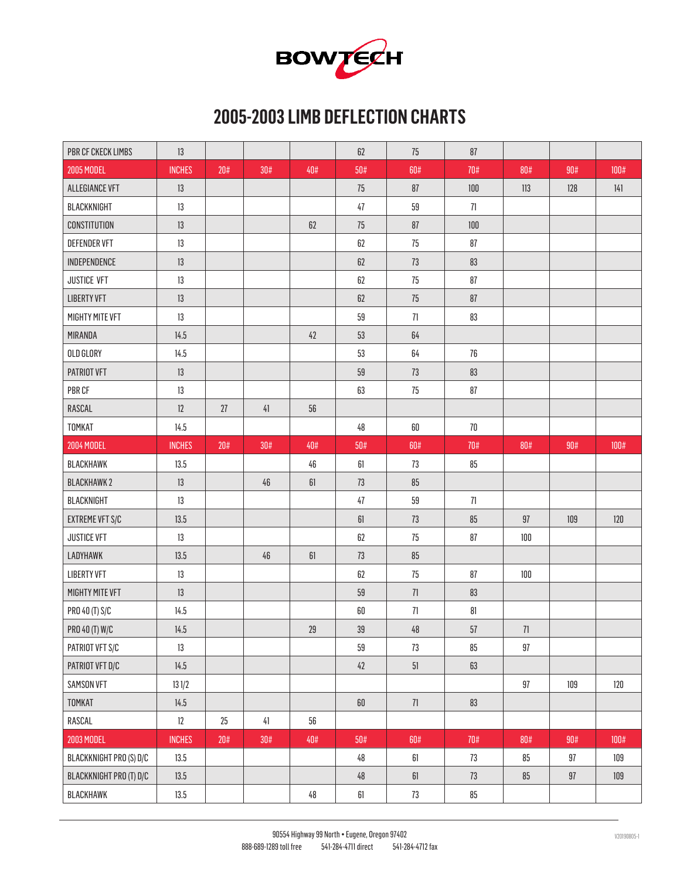BOWTECH

# 2005-2003 LIMB DEFLECTION CHARTS

| PBR CF CKECK LIMBS | 13 | | | | 62 | 75 | 87 | | | |
|---|---|---|---|---|---|---|---|---|---|---|
| **2005 MODEL** | **INCHES** | **20#** | **30#** | **40#** | **50#** | **60#** | **70#** | **80#** | **90#** | **100#** |
| ALLEGIANCE VFT | 13 | | | | 75 | 87 | 100 | 113 | 128 | 141 |
| BLACKKNIGHT | 13 | | | | 47 | 59 | 71 | | | |
| CONSTITUTION | 13 | | | 62 | 75 | 87 | 100 | | | |
| DEFENDER VFT | 13 | | | | 62 | 75 | 87 | | | |
| INDEPENDENCE | 13 | | | | 62 | 73 | 83 | | | |
| JUSTICE VFT | 13 | | | | 62 | 75 | 87 | | | |
| LIBERTY VFT | 13 | | | | 62 | 75 | 87 | | | |
| MIGHTY MITE VFT | 13 | | | | 59 | 71 | 83 | | | |
| MIRANDA | 14.5 | | | 42 | 53 | 64 | | | | |
| OLD GLORY | 14.5 | | | | 53 | 64 | 76 | | | |
| PATRIOT VFT | 13 | | | | 59 | 73 | 83 | | | |
| PBR CF | 13 | | | | 63 | 75 | 87 | | | |
| RASCAL | 12 | 27 | 41 | 56 | | | | | | |
| TOMKAT | 14.5 | | | | 48 | 60 | 70 | | | |
| **2004 MODEL** | **INCHES** | **20#** | **30#** | **40#** | **50#** | **60#** | **70#** | **80#** | **90#** | **100#** |
| BLACKHAWK | 13.5 | | | 46 | 61 | 73 | 85 | | | |
| BLACKHAWK 2 | 13 | | 46 | 61 | 73 | 85 | | | | |
| BLACKNIGHT | 13 | | | | 47 | 59 | 71 | | | |
| EXTREME VFT S/C | 13.5 | | | | 61 | 73 | 85 | 97 | 109 | 120 |
| JUSTICE VFT | 13 | | | | 62 | 75 | 87 | 100 | | |
| LADYHAWK | 13.5 | | 46 | 61 | 73 | 85 | | | | |
| LIBERTY VFT | 13 | | | | 62 | 75 | 87 | 100 | | |
| MIGHTY MITE VFT | 13 | | | | 59 | 71 | 83 | | | |
| PRO 40 (T) S/C | 14.5 | | | | 60 | 71 | 81 | | | |
| PRO 40 (T) W/C | 14.5 | | | 29 | 39 | 48 | 57 | 71 | | |
| PATRIOT VFT S/C | 13 | | | | 59 | 73 | 85 | 97 | | |
| PATRIOT VFT D/C | 14.5 | | | | 42 | 51 | 63 | | | |
| SAMSON VFT | 13 1/2 | | | | | | | 97 | 109 | 120 |
| TOMKAT | 14.5 | | | | 60 | 71 | 83 | | | |
| RASCAL | 12 | 25 | 41 | 56 | | | | | | |
| **2003 MODEL** | **INCHES** | **20#** | **30#** | **40#** | **50#** | **60#** | **70#** | **80#** | **90#** | **100#** |
| BLACKKNIGHT PRO (S) D/C | 13.5 | | | | 48 | 61 | 73 | 85 | 97 | 109 |
| BLACKKNIGHT PRO (T) D/C | 13.5 | | | | 48 | 61 | 73 | 85 | 97 | 109 |
| BLACKHAWK | 13.5 | | | 48 | 61 | 73 | 85 | | | |

90554 Highway 99 North • Eugene, Oregon 97402
888-689-1289 toll free 541-284-4711 direct 541-284-4712 fax

V20190805-1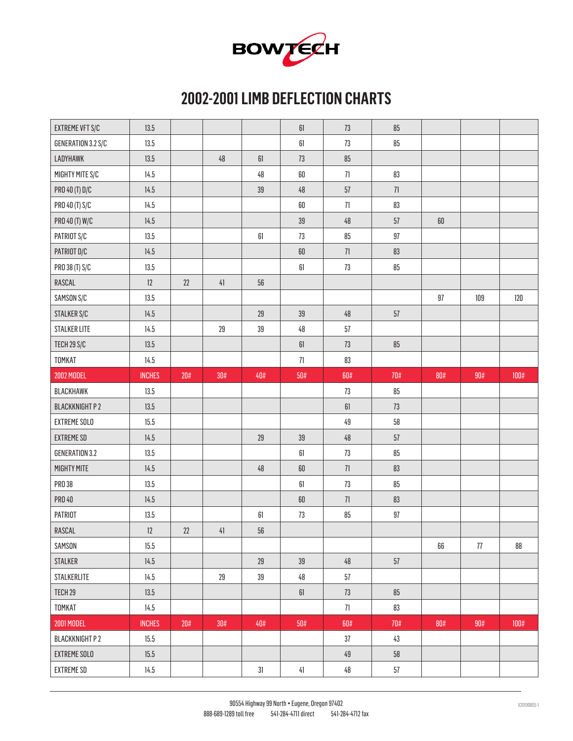# 2002-2001 LIMB DEFLECTION CHARTS

| | | | | | | | | | |
|---|---|---|---|---|---|---|---|---|---|
| EXTREME VFT S/C | 13.5 | | | | 61 | 73 | 85 | | | |
| GENERATION 3.2 S/C | 13.5 | | | | 61 | 73 | 85 | | | |
| LADYHAWK | 13.5 | | 48 | 61 | 73 | 85 | | | | |
| MIGHTY MITE S/C | 14.5 | | | 48 | 60 | 71 | 83 | | | |
| PRO 40 (T) D/C | 14.5 | | | 39 | 48 | 57 | 71 | | | |
| PRO 40 (T) S/C | 14.5 | | | | 60 | 71 | 83 | | | |
| PRO 40 (T) W/C | 14.5 | | | | 39 | 48 | 57 | 60 | | |
| PATRIOT S/C | 13.5 | | | 61 | 73 | 85 | 97 | | | |
| PATRIOT D/C | 14.5 | | | | 60 | 71 | 83 | | | |
| PRO 38 (T) S/C | 13.5 | | | | 61 | 73 | 85 | | | |
| RASCAL | 12 | 22 | 41 | 56 | | | | | | |
| SAMSON S/C | 13.5 | | | | | | | 97 | 109 | 120 |
| STALKER S/C | 14.5 | | | 29 | 39 | 48 | 57 | | | |
| STALKER LITE | 14.5 | | 29 | 39 | 48 | 57 | | | | |
| TECH 29 S/C | 13.5 | | | | 61 | 73 | 85 | | | |
| TOMKAT | 14.5 | | | | 71 | 83 | | | | |
| **2002 MODEL** | **INCHES** | **20#** | **30#** | **40#** | **50#** | **60#** | **70#** | **80#** | **90#** | **100#** |
| BLACKHAWK | 13.5 | | | | | 73 | 85 | | | |
| BLACKKNIGHT P 2 | 13.5 | | | | | 61 | 73 | | | |
| EXTREME SOLO | 15.5 | | | | | 49 | 58 | | | |
| EXTREME SD | 14.5 | | | 29 | 39 | 48 | 57 | | | |
| GENERATION 3.2 | 13.5 | | | | 61 | 73 | 85 | | | |
| MIGHTY MITE | 14.5 | | | 48 | 60 | 71 | 83 | | | |
| PRO 38 | 13.5 | | | | 61 | 73 | 85 | | | |
| PRO 40 | 14.5 | | | | 60 | 71 | 83 | | | |
| PATRIOT | 13.5 | | | 61 | 73 | 85 | 97 | | | |
| RASCAL | 12 | 22 | 41 | 56 | | | | | | |
| SAMSON | 15.5 | | | | | | | 66 | 77 | 88 |
| STALKER | 14.5 | | | 29 | 39 | 48 | 57 | | | |
| STALKERLITE | 14.5 | | 29 | 39 | 48 | 57 | | | | |
| TECH 29 | 13.5 | | | | 61 | 73 | 85 | | | |
| TOMKAT | 14.5 | | | | | 71 | 83 | | | |
| **2001 MODEL** | **INCHES** | **20#** | **30#** | **40#** | **50#** | **60#** | **70#** | **80#** | **90#** | **100#** |
| BLACKKNIGHT P 2 | 15.5 | | | | | 37 | 43 | | | |
| EXTREME SOLO | 15.5 | | | | | 49 | 58 | | | |
| EXTREME SD | 14.5 | | | 31 | 41 | 48 | 57 | | | |

90554 Highway 99 North • Eugene, Oregon 97402
888-689-1289 toll free    541-284-4711 direct    541-284-4712 fax